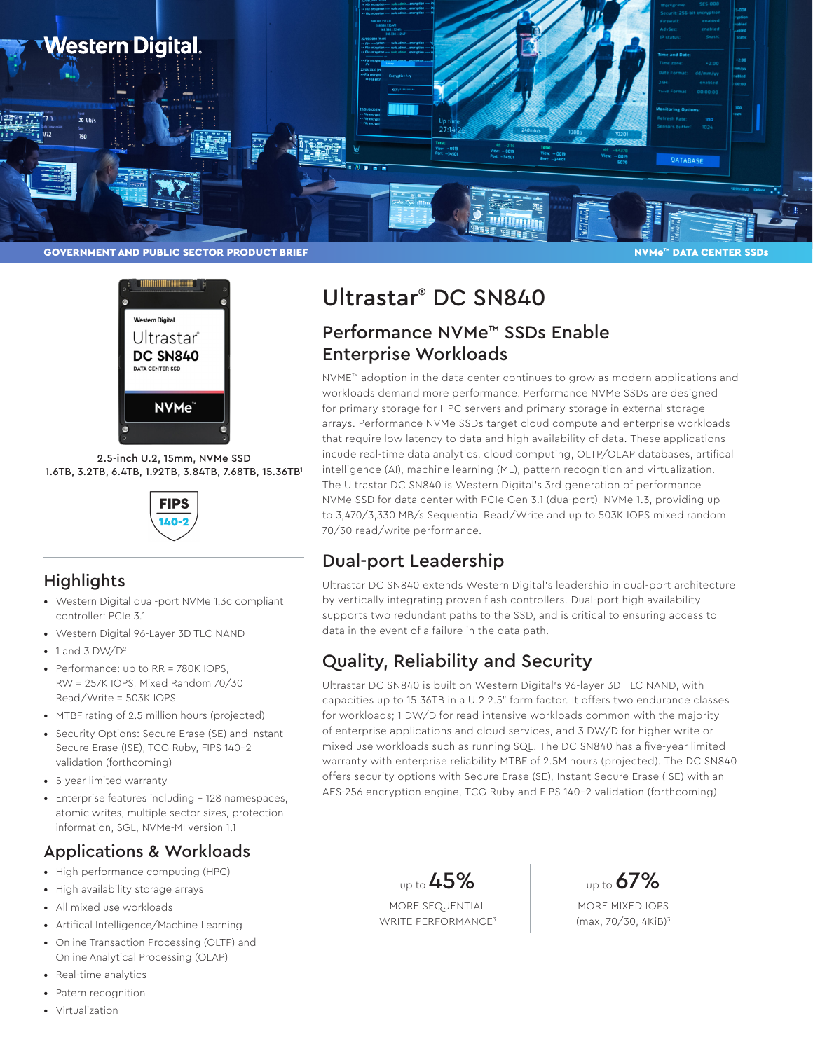GOVERNMENT AND PUBLIC SECTOR PRODUCT BRIEF

NVMe™ DATA CENTER SSDs

# Ultrastar® DC SN840

2.5-inch U.2, 15mm, NVMe SSD
1.6TB, 3.2TB, 6.4TB, 1.92TB, 3.84TB, 7.68TB, 15.36TB[1]

FIPS 140-2

## Highlights

- Western Digital dual-port NVMe 1.3c compliant controller; PCIe 3.1
- Western Digital 96-Layer 3D TLC NAND
- 1 and 3 DW/D[2]
- Performance: up to RR = 780K IOPS, RW = 257K IOPS, Mixed Random 70/30 Read/Write = 503K IOPS
- MTBF rating of 2.5 million hours (projected)
- Security Options: Secure Erase (SE) and Instant Secure Erase (ISE), TCG Ruby, FIPS 140-2 validation (forthcoming)
- 5-year limited warranty
- Enterprise features including – 128 namespaces, atomic writes, multiple sector sizes, protection information, SGL, NVMe-MI version 1.1

## Applications & Workloads

- High performance computing (HPC)
- High availability storage arrays
- All mixed use workloads
- Artifical Intelligence/Machine Learning
- Online Transaction Processing (OLTP) and Online Analytical Processing (OLAP)
- Real-time analytics
- Patern recognition
- Virtualization

## Performance NVMe™ SSDs Enable Enterprise Workloads

NVME™ adoption in the data center continues to grow as modern applications and workloads demand more performance. Performance NVMe SSDs are designed for primary storage for HPC servers and primary storage in external storage arrays. Performance NVMe SSDs target cloud compute and enterprise workloads that require low latency to data and high availability of data. These applications incude real-time data analytics, cloud computing, OLTP/OLAP databases, artifical intelligence (AI), machine learning (ML), pattern recognition and virtualization. The Ultrastar DC SN840 is Western Digital's 3rd generation of performance NVMe SSD for data center with PCIe Gen 3.1 (dua-port), NVMe 1.3, providing up to 3,470/3,330 MB/s Sequential Read/Write and up to 503K IOPS mixed random 70/30 read/write performance.

## Dual-port Leadership

Ultrastar DC SN840 extends Western Digital's leadership in dual-port architecture by vertically integrating proven flash controllers. Dual-port high availability supports two redundant paths to the SSD, and is critical to ensuring access to data in the event of a failure in the data path.

## Quality, Reliability and Security

Ultrastar DC SN840 is built on Western Digital's 96-layer 3D TLC NAND, with capacities up to 15.36TB in a U.2 2.5" form factor. It offers two endurance classes for workloads; 1 DW/D for read intensive workloads common with the majority of enterprise applications and cloud services, and 3 DW/D for higher write or mixed use workloads such as running SQL. The DC SN840 has a five-year limited warranty with enterprise reliability MTBF of 2.5M hours (projected). The DC SN840 offers security options with Secure Erase (SE), Instant Secure Erase (ISE) with an AES-256 encryption engine, TCG Ruby and FIPS 140-2 validation (forthcoming).

up to **45%**
MORE SEQUENTIAL WRITE PERFORMANCE[3]

up to **67%**
MORE MIXED IOPS (max, 70/30, 4KiB)[3]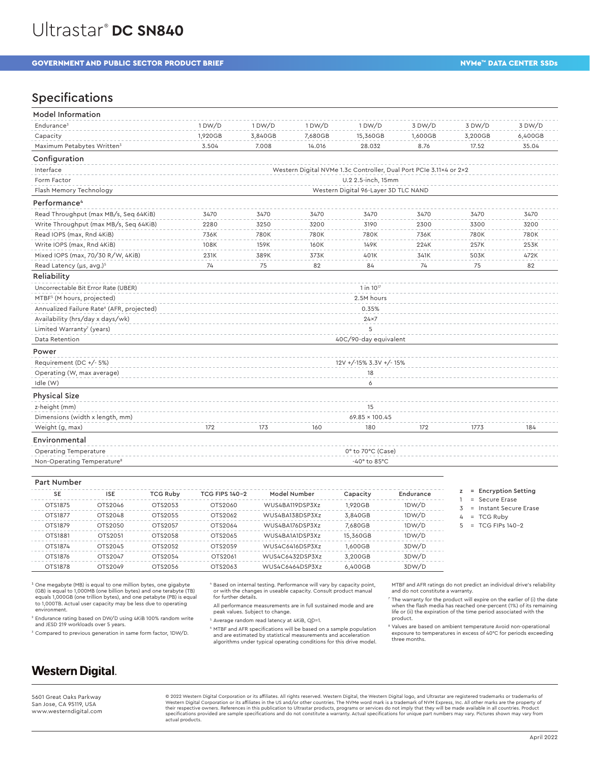# Ultrastar® DC SN840

**GOVERNMENT AND PUBLIC SECTOR PRODUCT BRIEF** | **NVMe™ DATA CENTER SSDs**

## Specifications

| Model Information | | | | | | | |
|---|---|---|---|---|---|---|---|
| Endurance[3] | 1 DW/D | 1 DW/D | 1 DW/D | 1 DW/D | 3 DW/D | 3 DW/D | 3 DW/D |
| Capacity | 1,920GB | 3,840GB | 7,680GB | 15,360GB | 1,600GB | 3,200GB | 6,400GB |
| Maximum Petabytes Written[3] | 3.504 | 7.008 | 14.016 | 28.032 | 8.76 | 17.52 | 35.04 |
| **Configuration** | | | | | | | |
| Interface | Western Digital NVMe 1.3c Controller, Dual Port PCIe 3.11×4 or 2×2 | | | | | | |
| Form Factor | U.2 2.5-inch, 15mm | | | | | | |
| Flash Memory Technology | Western Digital 96-Layer 3D TLC NAND | | | | | | |
| **Performance**[4] | | | | | | | |
| Read Throughput (max MB/s, Seq 64KiB) | 3470 | 3470 | 3470 | 3470 | 3470 | 3470 | 3470 |
| Write Throughput (max MB/s, Seq 64KiB) | 2280 | 3250 | 3200 | 3190 | 2300 | 3300 | 3200 |
| Read IOPS (max, Rnd 4KiB) | 736K | 780K | 780K | 780K | 736K | 780K | 780K |
| Write IOPS (max, Rnd 4KiB) | 108K | 159K | 160K | 149K | 224K | 257K | 253K |
| Mixed IOPS (max, 70/30 R/W, 4KiB) | 231K | 389K | 373K | 401K | 341K | 503K | 472K |
| Read Latency (µs, avg.)[5] | 74 | 75 | 82 | 84 | 74 | 75 | 82 |
| **Reliability** | | | | | | | |
| Uncorrectable Bit Error Rate (UBER) | 1 in $10^{17}$ | | | | | | |
| MTBF[5] (M hours, projected) | 2.5M hours | | | | | | |
| Annualized Failure Rate[6] (AFR, projected) | 0.35% | | | | | | |
| Availability (hrs/day x days/wk) | 24×7 | | | | | | |
| Limited Warranty[7] (years) | 5 | | | | | | |
| Data Retention | 40C/90-day equivalent | | | | | | |
| **Power** | | | | | | | |
| Requirement (DC +/- 5%) | 12V +/-15% 3.3V +/- 15% | | | | | | |
| Operating (W, max average) | 18 | | | | | | |
| Idle (W) | 6 | | | | | | |
| **Physical Size** | | | | | | | |
| z-height (mm) | 15 | | | | | | |
| Dimensions (width x length, mm) | 69.85 × 100.45 | | | | | | |
| Weight (g, max) | 172 | 173 | 160 | 180 | 172 | 1773 | 184 |
| **Environmental** | | | | | | | |
| Operating Temperature | 0° to 70°C (Case) | | | | | | |
| Non-Operating Temperature[8] | -40° to 85°C | | | | | | |

### Part Number

| SE | ISE | TCG Ruby | TCG FIPS 140-2 | Model Number | Capacity | Endurance |
|---|---|---|---|---|---|---|
| OTS1875 | OTS2046 | OTS2053 | OTS2060 | WUS4BA119DSP3Xz | 1,920GB | 1DW/D |
| OTS1877 | OTS2048 | OTS2055 | OTS2062 | WUS4BA138DSP3Xz | 3,840GB | 1DW/D |
| OTS1879 | OTS2050 | OTS2057 | OTS2064 | WUS4BA176DSP3Xz | 7,680GB | 1DW/D |
| OTS1881 | OTS2051 | OTS2058 | OTS2065 | WUS4BA1A1DSP3Xz | 15,360GB | 1DW/D |
| OTS1874 | OTS2045 | OTS2052 | OTS2059 | WUS4C6416DSP3Xz | 1,600GB | 3DW/D |
| OTS1876 | OTS2047 | OTS2054 | OTS2061 | WUS4C6432DSP3Xz | 3,200GB | 3DW/D |
| OTS1878 | OTS2049 | OTS2056 | OTS2063 | WUS4C6464DSP3Xz | 6,400GB | 3DW/D |

z = Encryption Setting
1 = Secure Erase
3 = Instant Secure Erase
4 = TCG Ruby
5 = TCG FIPs 140-2

[1] One megabyte (MB) is equal to one million bytes, one gigabyte (GB) is equal to 1,000MB (one billion bytes) and one terabyte (TB) equals 1,000GB (one trillion bytes), and one petabyte (PB) is equal to 1,000TB. Actual user capacity may be less due to operating environment.

[2] Endurance rating based on DW/D using 4KiB 100% random write and JESD 219 workloads over 5 years.

[3] Compared to previous generation in same form factor, 1DW/D.

[4] Based on internal testing. Performance will vary by capacity point, or with the changes in useable capacity. Consult product manual for further details.

All performance measurements are in full sustained mode and are peak values. Subject to change.

[5] Average random read latency at 4KiB, QD=1.

[6] MTBF and AFR specifications will be based on a sample population and are estimated by statistical measurements and acceleration algorithms under typical operating conditions for this drive model. MTBF and AFR ratings do not predict an individual drive's reliability and do not constitute a warranty.

[7] The warranty for the product will expire on the earlier of (i) the date when the flash media has reached one-percent (1%) of its remaining life or (ii) the expiration of the time period associated with the product.

[8] Values are based on ambient temperature Avoid non-operational exposure to temperatures in excess of 40°C for periods exceeding three months.

**Western Digital.**

5601 Great Oaks Parkway
San Jose, CA 95119, USA
www.westerndigital.com

© 2022 Western Digital Corporation or its affiliates. All rights reserved. Western Digital, the Western Digital logo, and Ultrastar are registered trademarks or trademarks of Western Digital Corporation or its affiliates in the US and/or other countries. The NVMe word mark is a trademark of NVM Express, Inc. All other marks are the property of their respective owners. References in this publication to Ultrastar products, programs or services do not imply that they will be made available in all countries. Product specifications provided are sample specifications and do not constitute a warranty. Actual specifications for unique part numbers may vary. Pictures shown may vary from actual products.

April 2022